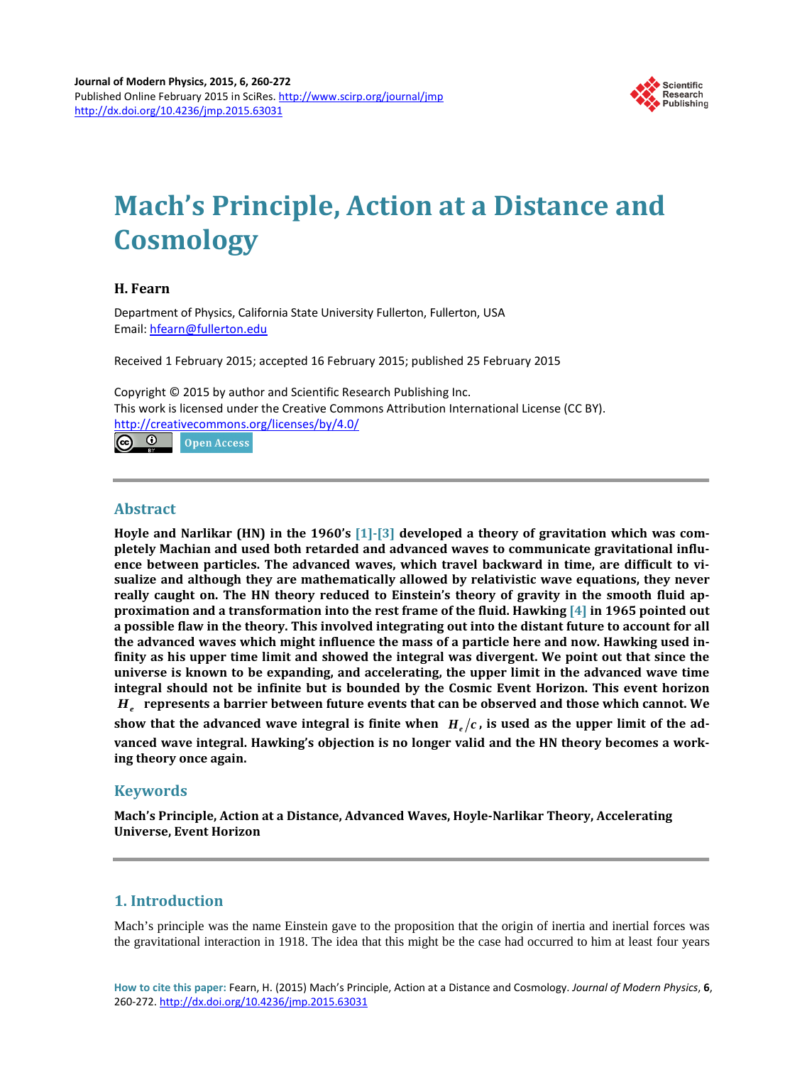# Mach's Principle, Action at a Distance and Cosmology

**H. Fearn**

Department of Physics, California State University Fullerton, Fullerton, USA
Email: hfearn@fullerton.edu

Received 1 February 2015; accepted 16 February 2015; published 25 February 2015

Copyright © 2015 by author and Scientific Research Publishing Inc.
This work is licensed under the Creative Commons Attribution International License (CC BY).
http://creativecommons.org/licenses/by/4.0/

Open Access

## Abstract

**Hoyle and Narlikar (HN) in the 1960's [1]-[3] developed a theory of gravitation which was completely Machian and used both retarded and advanced waves to communicate gravitational influence between particles. The advanced waves, which travel backward in time, are difficult to visualize and although they are mathematically allowed by relativistic wave equations, they never really caught on. The HN theory reduced to Einstein's theory of gravity in the smooth fluid approximation and a transformation into the rest frame of the fluid. Hawking [4] in 1965 pointed out a possible flaw in the theory. This involved integrating out into the distant future to account for all the advanced waves which might influence the mass of a particle here and now. Hawking used infinity as his upper time limit and showed the integral was divergent. We point out that since the universe is known to be expanding, and accelerating, the upper limit in the advanced wave time integral should not be infinite but is bounded by the Cosmic Event Horizon. This event horizon $H_e$ represents a barrier between future events that can be observed and those which cannot. We show that the advanced wave integral is finite when $H_e/c$, is used as the upper limit of the advanced wave integral. Hawking's objection is no longer valid and the HN theory becomes a working theory once again.**

## Keywords

**Mach's Principle, Action at a Distance, Advanced Waves, Hoyle-Narlikar Theory, Accelerating Universe, Event Horizon**

## 1. Introduction

Mach's principle was the name Einstein gave to the proposition that the origin of inertia and inertial forces was the gravitational interaction in 1918. The idea that this might be the case had occurred to him at least four years

**How to cite this paper:** Fearn, H. (2015) Mach's Principle, Action at a Distance and Cosmology. *Journal of Modern Physics*, **6**, 260-272. http://dx.doi.org/10.4236/jmp.2015.63031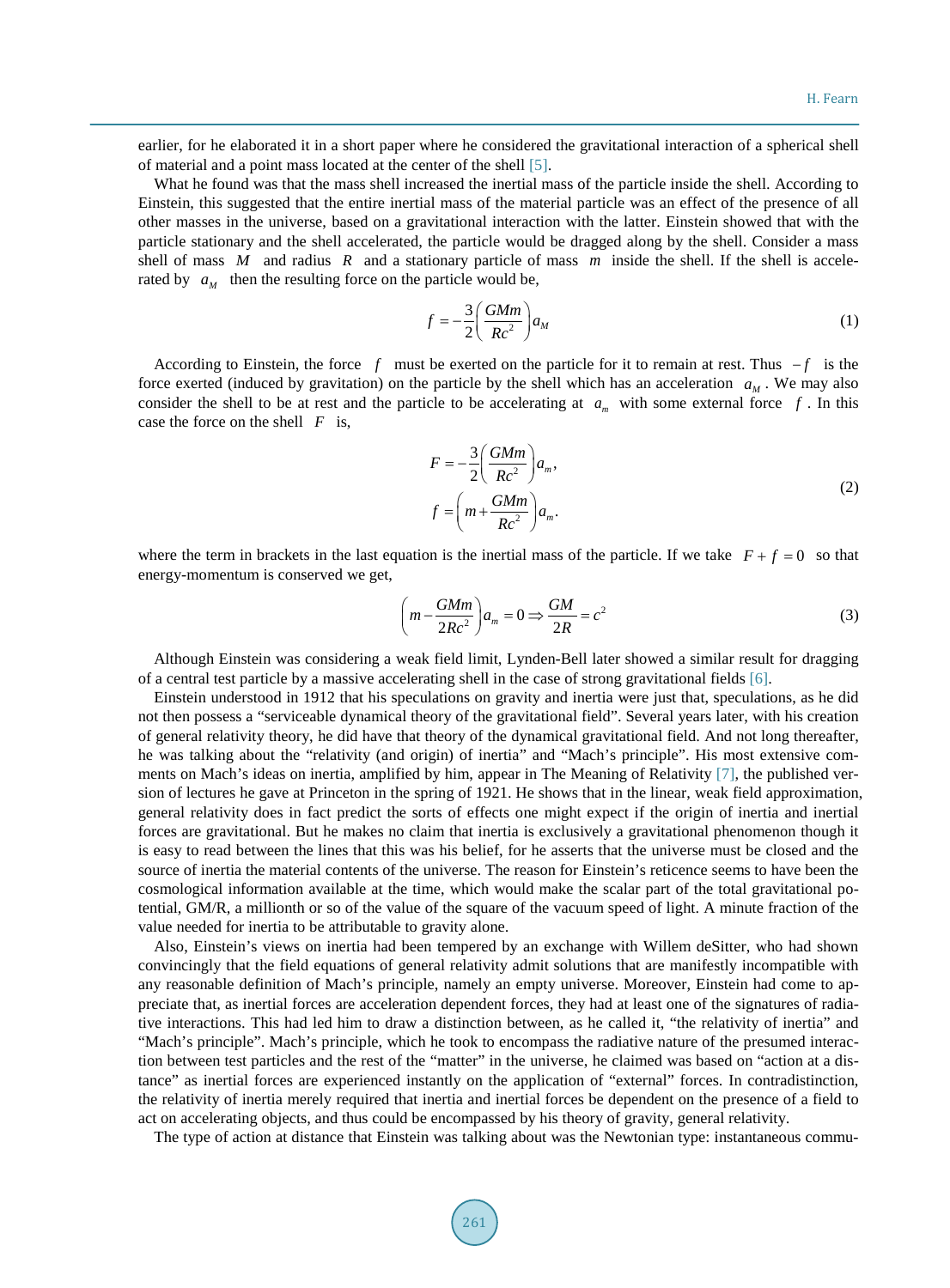earlier, for he elaborated it in a short paper where he considered the gravitational interaction of a spherical shell of material and a point mass located at the center of the shell [5].

What he found was that the mass shell increased the inertial mass of the particle inside the shell. According to Einstein, this suggested that the entire inertial mass of the material particle was an effect of the presence of all other masses in the universe, based on a gravitational interaction with the latter. Einstein showed that with the particle stationary and the shell accelerated, the particle would be dragged along by the shell. Consider a mass shell of mass $M$ and radius $R$ and a stationary particle of mass $m$ inside the shell. If the shell is accelerated by $a_M$ then the resulting force on the particle would be,

$$f = -\frac{3}{2}\left(\frac{GMm}{Rc^2}\right)a_M \tag{1}$$

According to Einstein, the force $f$ must be exerted on the particle for it to remain at rest. Thus $-f$ is the force exerted (induced by gravitation) on the particle by the shell which has an acceleration $a_M$. We may also consider the shell to be at rest and the particle to be accelerating at $a_m$ with some external force $f$. In this case the force on the shell $F$ is,

$$\begin{aligned} F &= -\frac{3}{2}\left(\frac{GMm}{Rc^2}\right)a_m, \\ f &= \left(m + \frac{GMm}{Rc^2}\right)a_m. \end{aligned} \tag{2}$$

where the term in brackets in the last equation is the inertial mass of the particle. If we take $F + f = 0$ so that energy-momentum is conserved we get,

$$\left(m - \frac{GMm}{2Rc^2}\right)a_m = 0 \Rightarrow \frac{GM}{2R} = c^2 \tag{3}$$

Although Einstein was considering a weak field limit, Lynden-Bell later showed a similar result for dragging of a central test particle by a massive accelerating shell in the case of strong gravitational fields [6].

Einstein understood in 1912 that his speculations on gravity and inertia were just that, speculations, as he did not then possess a "serviceable dynamical theory of the gravitational field". Several years later, with his creation of general relativity theory, he did have that theory of the dynamical gravitational field. And not long thereafter, he was talking about the "relativity (and origin) of inertia" and "Mach's principle". His most extensive comments on Mach's ideas on inertia, amplified by him, appear in The Meaning of Relativity [7], the published version of lectures he gave at Princeton in the spring of 1921. He shows that in the linear, weak field approximation, general relativity does in fact predict the sorts of effects one might expect if the origin of inertia and inertial forces are gravitational. But he makes no claim that inertia is exclusively a gravitational phenomenon though it is easy to read between the lines that this was his belief, for he asserts that the universe must be closed and the source of inertia the material contents of the universe. The reason for Einstein's reticence seems to have been the cosmological information available at the time, which would make the scalar part of the total gravitational potential, GM/R, a millionth or so of the value of the square of the vacuum speed of light. A minute fraction of the value needed for inertia to be attributable to gravity alone.

Also, Einstein's views on inertia had been tempered by an exchange with Willem deSitter, who had shown convincingly that the field equations of general relativity admit solutions that are manifestly incompatible with any reasonable definition of Mach's principle, namely an empty universe. Moreover, Einstein had come to appreciate that, as inertial forces are acceleration dependent forces, they had at least one of the signatures of radiative interactions. This had led him to draw a distinction between, as he called it, "the relativity of inertia" and "Mach's principle". Mach's principle, which he took to encompass the radiative nature of the presumed interaction between test particles and the rest of the "matter" in the universe, he claimed was based on "action at a distance" as inertial forces are experienced instantly on the application of "external" forces. In contradistinction, the relativity of inertia merely required that inertia and inertial forces be dependent on the presence of a field to act on accelerating objects, and thus could be encompassed by his theory of gravity, general relativity.

The type of action at distance that Einstein was talking about was the Newtonian type: instantaneous commu-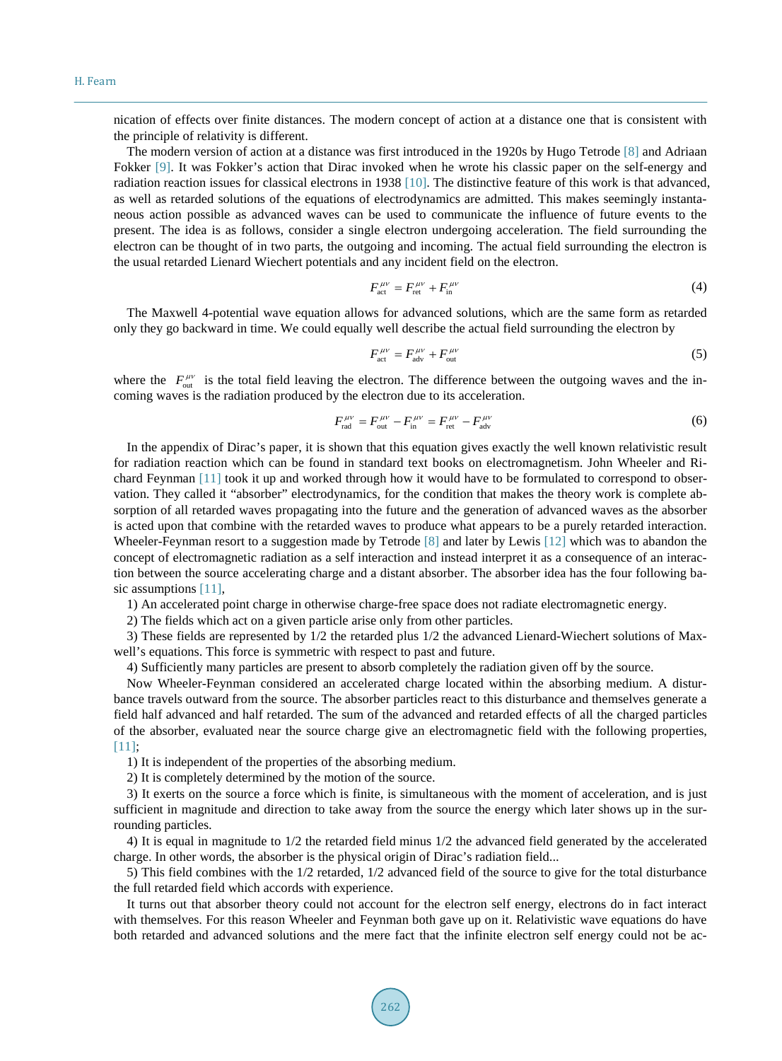nication of effects over finite distances. The modern concept of action at a distance one that is consistent with the principle of relativity is different.

The modern version of action at a distance was first introduced in the 1920s by Hugo Tetrode [8] and Adriaan Fokker [9]. It was Fokker's action that Dirac invoked when he wrote his classic paper on the self-energy and radiation reaction issues for classical electrons in 1938 [10]. The distinctive feature of this work is that advanced, as well as retarded solutions of the equations of electrodynamics are admitted. This makes seemingly instantaneous action possible as advanced waves can be used to communicate the influence of future events to the present. The idea is as follows, consider a single electron undergoing acceleration. The field surrounding the electron can be thought of in two parts, the outgoing and incoming. The actual field surrounding the electron is the usual retarded Lienard Wiechert potentials and any incident field on the electron.

$$F_{\text{act}}^{\mu\nu} = F_{\text{ret}}^{\mu\nu} + F_{\text{in}}^{\mu\nu} \tag{4}$$

The Maxwell 4-potential wave equation allows for advanced solutions, which are the same form as retarded only they go backward in time. We could equally well describe the actual field surrounding the electron by

$$F_{\text{act}}^{\mu\nu} = F_{\text{adv}}^{\mu\nu} + F_{\text{out}}^{\mu\nu} \tag{5}$$

where the $F_{\text{out}}^{\mu\nu}$ is the total field leaving the electron. The difference between the outgoing waves and the incoming waves is the radiation produced by the electron due to its acceleration.

$$F_{\text{rad}}^{\mu\nu} = F_{\text{out}}^{\mu\nu} - F_{\text{in}}^{\mu\nu} = F_{\text{ret}}^{\mu\nu} - F_{\text{adv}}^{\mu\nu} \tag{6}$$

In the appendix of Dirac's paper, it is shown that this equation gives exactly the well known relativistic result for radiation reaction which can be found in standard text books on electromagnetism. John Wheeler and Richard Feynman [11] took it up and worked through how it would have to be formulated to correspond to observation. They called it "absorber" electrodynamics, for the condition that makes the theory work is complete absorption of all retarded waves propagating into the future and the generation of advanced waves as the absorber is acted upon that combine with the retarded waves to produce what appears to be a purely retarded interaction. Wheeler-Feynman resort to a suggestion made by Tetrode [8] and later by Lewis [12] which was to abandon the concept of electromagnetic radiation as a self interaction and instead interpret it as a consequence of an interaction between the source accelerating charge and a distant absorber. The absorber idea has the four following basic assumptions [11],

1) An accelerated point charge in otherwise charge-free space does not radiate electromagnetic energy.

2) The fields which act on a given particle arise only from other particles.

3) These fields are represented by 1/2 the retarded plus 1/2 the advanced Lienard-Wiechert solutions of Maxwell's equations. This force is symmetric with respect to past and future.

4) Sufficiently many particles are present to absorb completely the radiation given off by the source.

Now Wheeler-Feynman considered an accelerated charge located within the absorbing medium. A disturbance travels outward from the source. The absorber particles react to this disturbance and themselves generate a field half advanced and half retarded. The sum of the advanced and retarded effects of all the charged particles of the absorber, evaluated near the source charge give an electromagnetic field with the following properties, [11];

1) It is independent of the properties of the absorbing medium.

2) It is completely determined by the motion of the source.

3) It exerts on the source a force which is finite, is simultaneous with the moment of acceleration, and is just sufficient in magnitude and direction to take away from the source the energy which later shows up in the surrounding particles.

4) It is equal in magnitude to 1/2 the retarded field minus 1/2 the advanced field generated by the accelerated charge. In other words, the absorber is the physical origin of Dirac's radiation field...

5) This field combines with the 1/2 retarded, 1/2 advanced field of the source to give for the total disturbance the full retarded field which accords with experience.

It turns out that absorber theory could not account for the electron self energy, electrons do in fact interact with themselves. For this reason Wheeler and Feynman both gave up on it. Relativistic wave equations do have both retarded and advanced solutions and the mere fact that the infinite electron self energy could not be ac-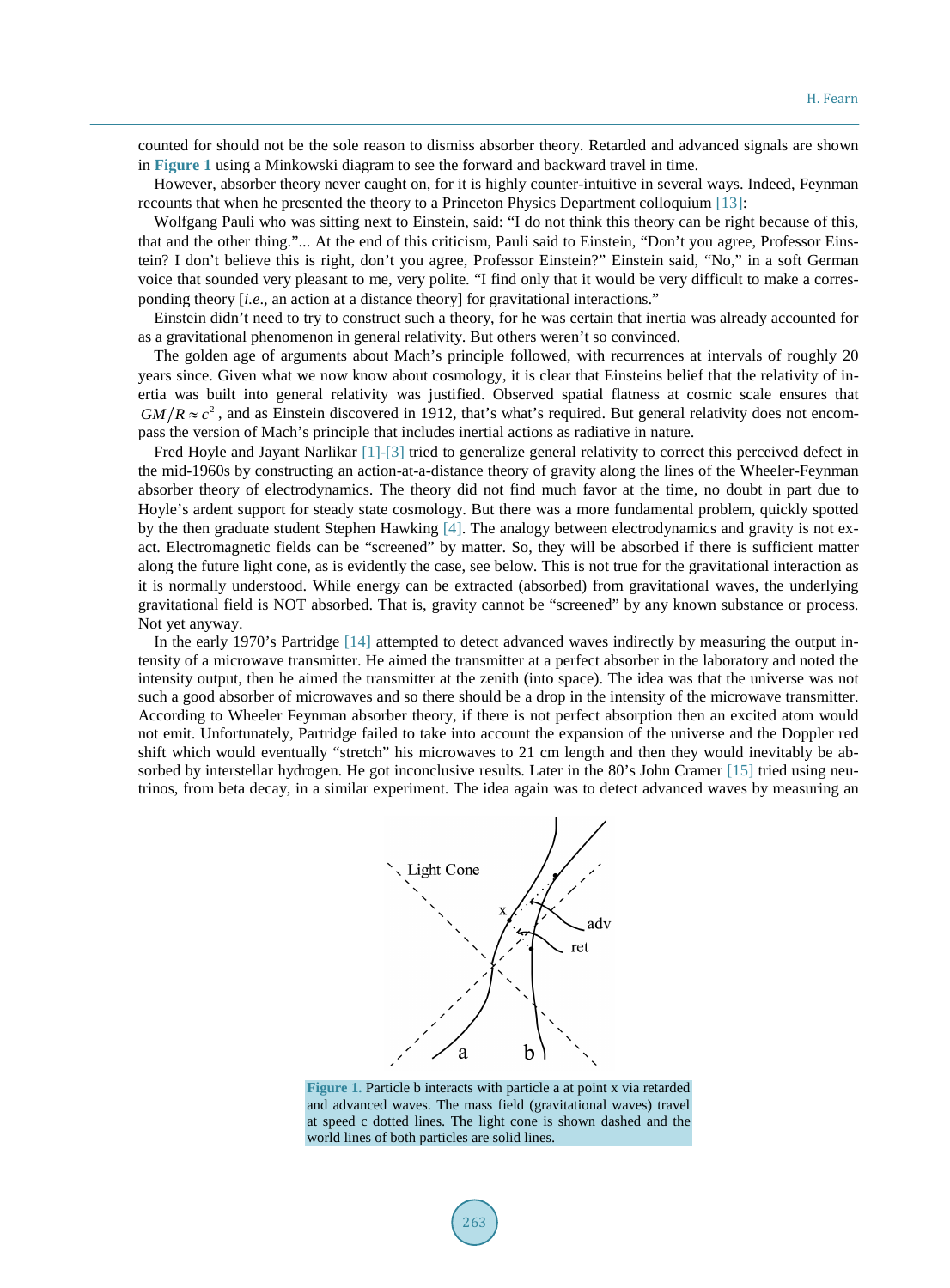counted for should not be the sole reason to dismiss absorber theory. Retarded and advanced signals are shown in **Figure 1** using a Minkowski diagram to see the forward and backward travel in time.

However, absorber theory never caught on, for it is highly counter-intuitive in several ways. Indeed, Feynman recounts that when he presented the theory to a Princeton Physics Department colloquium [13]:

Wolfgang Pauli who was sitting next to Einstein, said: "I do not think this theory can be right because of this, that and the other thing."... At the end of this criticism, Pauli said to Einstein, "Don't you agree, Professor Einstein? I don't believe this is right, don't you agree, Professor Einstein?" Einstein said, "No," in a soft German voice that sounded very pleasant to me, very polite. "I find only that it would be very difficult to make a corresponding theory [*i.e.*, an action at a distance theory] for gravitational interactions."

Einstein didn't need to try to construct such a theory, for he was certain that inertia was already accounted for as a gravitational phenomenon in general relativity. But others weren't so convinced.

The golden age of arguments about Mach's principle followed, with recurrences at intervals of roughly 20 years since. Given what we now know about cosmology, it is clear that Einsteins belief that the relativity of inertia was built into general relativity was justified. Observed spatial flatness at cosmic scale ensures that $GM/R \approx c^2$, and as Einstein discovered in 1912, that's what's required. But general relativity does not encompass the version of Mach's principle that includes inertial actions as radiative in nature.

Fred Hoyle and Jayant Narlikar [1]-[3] tried to generalize general relativity to correct this perceived defect in the mid-1960s by constructing an action-at-a-distance theory of gravity along the lines of the Wheeler-Feynman absorber theory of electrodynamics. The theory did not find much favor at the time, no doubt in part due to Hoyle's ardent support for steady state cosmology. But there was a more fundamental problem, quickly spotted by the then graduate student Stephen Hawking [4]. The analogy between electrodynamics and gravity is not exact. Electromagnetic fields can be "screened" by matter. So, they will be absorbed if there is sufficient matter along the future light cone, as is evidently the case, see below. This is not true for the gravitational interaction as it is normally understood. While energy can be extracted (absorbed) from gravitational waves, the underlying gravitational field is NOT absorbed. That is, gravity cannot be "screened" by any known substance or process. Not yet anyway.

In the early 1970's Partridge [14] attempted to detect advanced waves indirectly by measuring the output intensity of a microwave transmitter. He aimed the transmitter at a perfect absorber in the laboratory and noted the intensity output, then he aimed the transmitter at the zenith (into space). The idea was that the universe was not such a good absorber of microwaves and so there should be a drop in the intensity of the microwave transmitter. According to Wheeler Feynman absorber theory, if there is not perfect absorption then an excited atom would not emit. Unfortunately, Partridge failed to take into account the expansion of the universe and the Doppler red shift which would eventually "stretch" his microwaves to 21 cm length and then they would inevitably be absorbed by interstellar hydrogen. He got inconclusive results. Later in the 80's John Cramer [15] tried using neutrinos, from beta decay, in a similar experiment. The idea again was to detect advanced waves by measuring an

**Figure 1.** Particle b interacts with particle a at point x via retarded and advanced waves. The mass field (gravitational waves) travel at speed c dotted lines. The light cone is shown dashed and the world lines of both particles are solid lines.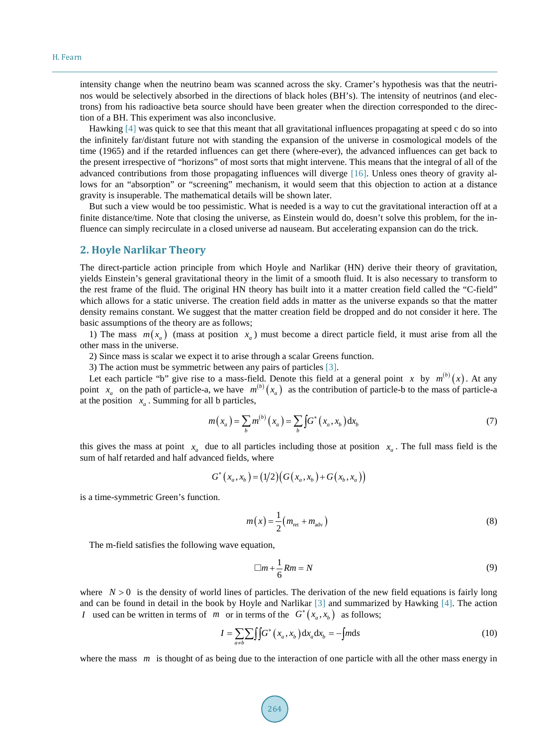intensity change when the neutrino beam was scanned across the sky. Cramer's hypothesis was that the neutrinos would be selectively absorbed in the directions of black holes (BH's). The intensity of neutrinos (and electrons) from his radioactive beta source should have been greater when the direction corresponded to the direction of a BH. This experiment was also inconclusive.

Hawking [4] was quick to see that this meant that all gravitational influences propagating at speed c do so into the infinitely far/distant future not with standing the expansion of the universe in cosmological models of the time (1965) and if the retarded influences can get there (where-ever), the advanced influences can get back to the present irrespective of "horizons" of most sorts that might intervene. This means that the integral of all of the advanced contributions from those propagating influences will diverge [16]. Unless ones theory of gravity allows for an "absorption" or "screening" mechanism, it would seem that this objection to action at a distance gravity is insuperable. The mathematical details will be shown later.

But such a view would be too pessimistic. What is needed is a way to cut the gravitational interaction off at a finite distance/time. Note that closing the universe, as Einstein would do, doesn't solve this problem, for the influence can simply recirculate in a closed universe ad nauseam. But accelerating expansion can do the trick.

## 2. Hoyle Narlikar Theory

The direct-particle action principle from which Hoyle and Narlikar (HN) derive their theory of gravitation, yields Einstein's general gravitational theory in the limit of a smooth fluid. It is also necessary to transform to the rest frame of the fluid. The original HN theory has built into it a matter creation field called the "C-field" which allows for a static universe. The creation field adds in matter as the universe expands so that the matter density remains constant. We suggest that the matter creation field be dropped and do not consider it here. The basic assumptions of the theory are as follows;

1) The mass $m(x_a)$ (mass at position $x_a$) must become a direct particle field, it must arise from all the other mass in the universe.

2) Since mass is scalar we expect it to arise through a scalar Greens function.

3) The action must be symmetric between any pairs of particles [3].

Let each particle "b" give rise to a mass-field. Denote this field at a general point $x$ by $m^{(b)}(x)$. At any point $x_a$ on the path of particle-a, we have $m^{(b)}(x_a)$ as the contribution of particle-b to the mass of particle-a at the position $x_a$. Summing for all b particles,

$$m(x_a) = \sum_b m^{(b)}(x_a) = \sum_b \int G^*(x_a, x_b)\,\mathrm{d}x_b \tag{7}$$

this gives the mass at point $x_a$ due to all particles including those at position $x_a$. The full mass field is the sum of half retarded and half advanced fields, where

$$G^*(x_a, x_b) = (1/2)\big(G(x_a, x_b) + G(x_b, x_a)\big)$$

is a time-symmetric Green's function.

$$m(x) = \frac{1}{2}\left(m_{\text{ret}} + m_{\text{adv}}\right) \tag{8}$$

The m-field satisfies the following wave equation,

$$\Box m + \frac{1}{6} R m = N \tag{9}$$

where $N > 0$ is the density of world lines of particles. The derivation of the new field equations is fairly long and can be found in detail in the book by Hoyle and Narlikar [3] and summarized by Hawking [4]. The action $I$ used can be written in terms of $m$ or in terms of the $G^*(x_a, x_b)$ as follows;

$$I = \sum_{a \neq b} \sum \iint G^*(x_a, x_b)\,\mathrm{d}x_a \mathrm{d}x_b = -\int m \mathrm{d}s \tag{10}$$

where the mass $m$ is thought of as being due to the interaction of one particle with all the other mass energy in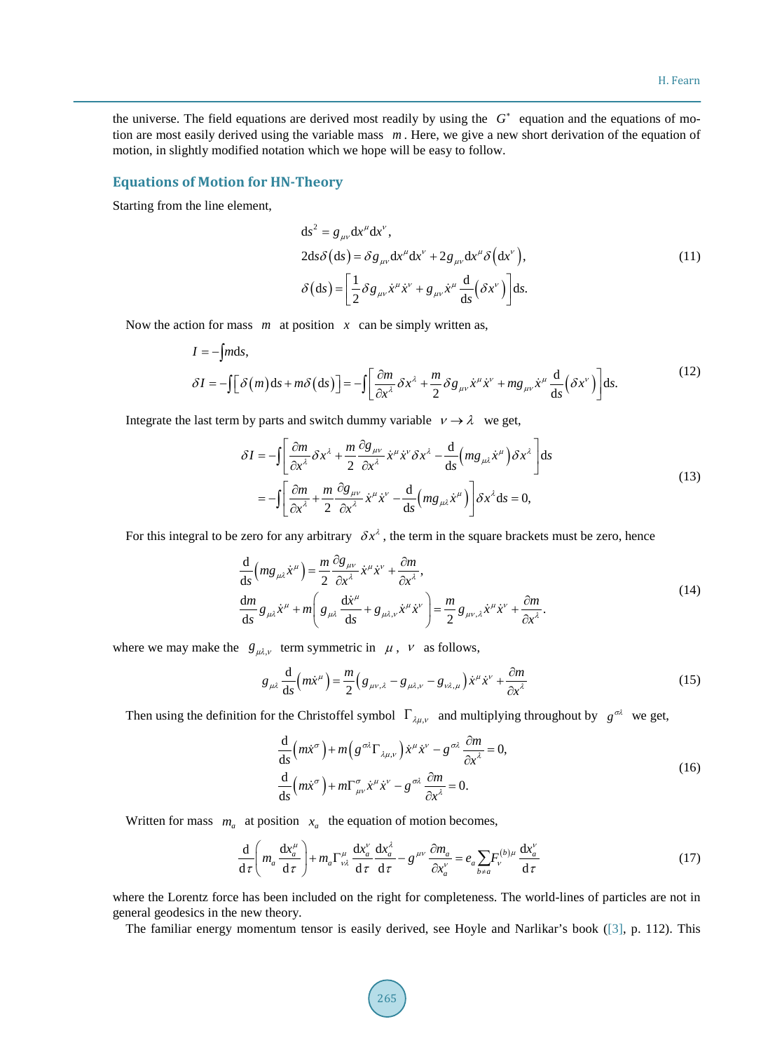the universe. The field equations are derived most readily by using the $G^*$ equation and the equations of motion are most easily derived using the variable mass $m$. Here, we give a new short derivation of the equation of motion, in slightly modified notation which we hope will be easy to follow.

## Equations of Motion for HN-Theory

Starting from the line element,

$$
\begin{aligned}
\mathrm{d}s^2 &= g_{\mu\nu}\mathrm{d}x^\mu \mathrm{d}x^\nu, \\
2\mathrm{d}s\,\delta(\mathrm{d}s) &= \delta g_{\mu\nu}\mathrm{d}x^\mu \mathrm{d}x^\nu + 2g_{\mu\nu}\mathrm{d}x^\mu \delta\left(\mathrm{d}x^\nu\right), \\
\delta(\mathrm{d}s) &= \left[\frac{1}{2}\delta g_{\mu\nu}\dot{x}^\mu \dot{x}^\nu + g_{\mu\nu}\dot{x}^\mu \frac{\mathrm{d}}{\mathrm{d}s}\left(\delta x^\nu\right)\right]\mathrm{d}s.
\end{aligned}
\tag{11}
$$

Now the action for mass $m$ at position $x$ can be simply written as,

$$
\begin{aligned}
I &= -\int m\mathrm{d}s, \\
\delta I &= -\int\left[\delta(m)\mathrm{d}s + m\delta(\mathrm{d}s)\right] = -\int\left[\frac{\partial m}{\partial x^\lambda}\delta x^\lambda + \frac{m}{2}\delta g_{\mu\nu}\dot{x}^\mu \dot{x}^\nu + m g_{\mu\nu}\dot{x}^\mu \frac{\mathrm{d}}{\mathrm{d}s}\left(\delta x^\nu\right)\right]\mathrm{d}s.
\end{aligned}
\tag{12}
$$

Integrate the last term by parts and switch dummy variable $\nu \to \lambda$ we get,

$$
\begin{aligned}
\delta I &= -\int\left[\frac{\partial m}{\partial x^\lambda}\delta x^\lambda + \frac{m}{2}\frac{\partial g_{\mu\nu}}{\partial x^\lambda}\dot{x}^\mu \dot{x}^\nu \delta x^\lambda - \frac{\mathrm{d}}{\mathrm{d}s}\left(m g_{\mu\lambda}\dot{x}^\mu\right)\delta x^\lambda\right]\mathrm{d}s \\
&= -\int\left[\frac{\partial m}{\partial x^\lambda} + \frac{m}{2}\frac{\partial g_{\mu\nu}}{\partial x^\lambda}\dot{x}^\mu \dot{x}^\nu - \frac{\mathrm{d}}{\mathrm{d}s}\left(m g_{\mu\lambda}\dot{x}^\mu\right)\right]\delta x^\lambda \mathrm{d}s = 0,
\end{aligned}
\tag{13}
$$

For this integral to be zero for any arbitrary $\delta x^\lambda$, the term in the square brackets must be zero, hence

$$
\begin{aligned}
&\frac{\mathrm{d}}{\mathrm{d}s}\left(m g_{\mu\lambda}\dot{x}^\mu\right) = \frac{m}{2}\frac{\partial g_{\mu\nu}}{\partial x^\lambda}\dot{x}^\mu \dot{x}^\nu + \frac{\partial m}{\partial x^\lambda}, \\
&\frac{\mathrm{d}m}{\mathrm{d}s}g_{\mu\lambda}\dot{x}^\mu + m\left(g_{\mu\lambda}\frac{\mathrm{d}\dot{x}^\mu}{\mathrm{d}s} + g_{\mu\lambda,\nu}\dot{x}^\mu \dot{x}^\nu\right) = \frac{m}{2}g_{\mu\nu,\lambda}\dot{x}^\mu \dot{x}^\nu + \frac{\partial m}{\partial x^\lambda}.
\end{aligned}
\tag{14}
$$

where we may make the $g_{\mu\lambda,\nu}$ term symmetric in $\mu$, $\nu$ as follows,

$$
g_{\mu\lambda}\frac{\mathrm{d}}{\mathrm{d}s}\left(m\dot{x}^\mu\right) = \frac{m}{2}\left(g_{\mu\nu,\lambda} - g_{\mu\lambda,\nu} - g_{\nu\lambda,\mu}\right)\dot{x}^\mu \dot{x}^\nu + \frac{\partial m}{\partial x^\lambda}
\tag{15}
$$

Then using the definition for the Christoffel symbol $\Gamma_{\lambda\mu,\nu}$ and multiplying throughout by $g^{\sigma\lambda}$ we get,

$$
\begin{aligned}
&\frac{\mathrm{d}}{\mathrm{d}s}\left(m\dot{x}^\sigma\right) + m\left(g^{\sigma\lambda}\Gamma_{\lambda\mu,\nu}\right)\dot{x}^\mu \dot{x}^\nu - g^{\sigma\lambda}\frac{\partial m}{\partial x^\lambda} = 0, \\
&\frac{\mathrm{d}}{\mathrm{d}s}\left(m\dot{x}^\sigma\right) + m\Gamma^\sigma_{\mu\nu}\dot{x}^\mu \dot{x}^\nu - g^{\sigma\lambda}\frac{\partial m}{\partial x^\lambda} = 0.
\end{aligned}
\tag{16}
$$

Written for mass $m_a$ at position $x_a$ the equation of motion becomes,

$$
\frac{\mathrm{d}}{\mathrm{d}\tau}\left(m_a\frac{\mathrm{d}x_a^\mu}{\mathrm{d}\tau}\right) + m_a\Gamma^\mu_{\nu\lambda}\frac{\mathrm{d}x_a^\nu}{\mathrm{d}\tau}\frac{\mathrm{d}x_a^\lambda}{\mathrm{d}\tau} - g^{\mu\nu}\frac{\partial m_a}{\partial x_a^\nu} = e_a\sum_{b\neq a}F_\nu^{(b)\mu}\frac{\mathrm{d}x_a^\nu}{\mathrm{d}\tau}
\tag{17}
$$

where the Lorentz force has been included on the right for completeness. The world-lines of particles are not in general geodesics in the new theory.

The familiar energy momentum tensor is easily derived, see Hoyle and Narlikar's book ([3], p. 112). This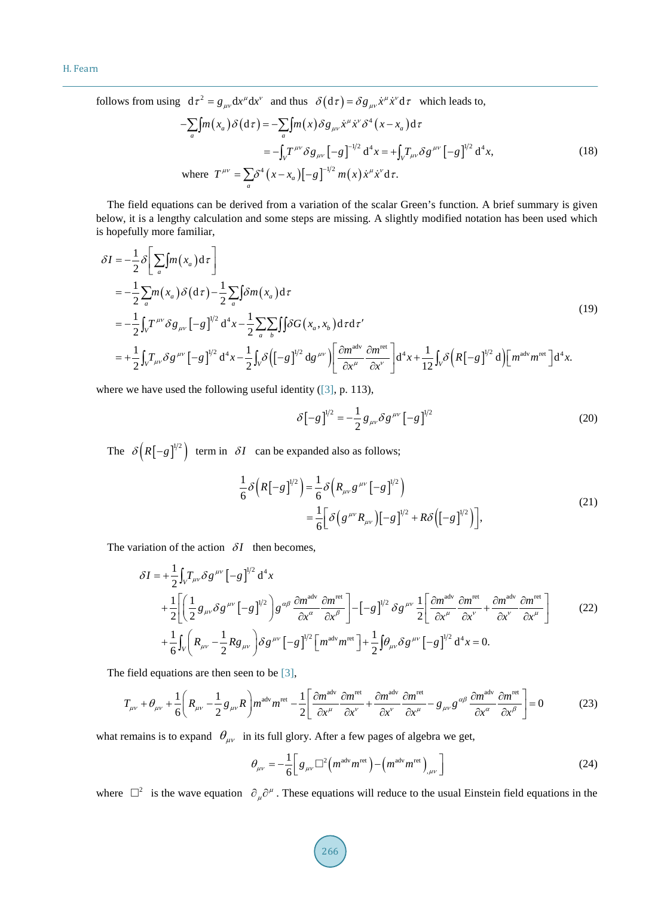follows from using $\mathrm{d}\tau^2 = g_{\mu\nu}\mathrm{d}x^\mu \mathrm{d}x^\nu$ and thus $\delta(\mathrm{d}\tau) = \delta g_{\mu\nu}\dot{x}^\mu \dot{x}^\nu \mathrm{d}\tau$ which leads to,

$$
\begin{aligned}
-\sum_a \int m(x_a)\delta(\mathrm{d}\tau) &= -\sum_a \int m(x)\delta g_{\mu\nu}\dot{x}^\mu \dot{x}^\nu \delta^4(x-x_a)\mathrm{d}\tau \\
&= -\int_V T^{\mu\nu}\delta g_{\mu\nu}[-g]^{-1/2}\mathrm{d}^4x = +\int_V T_{\mu\nu}\delta g^{\mu\nu}[-g]^{1/2}\mathrm{d}^4x, \\
\text{where } T^{\mu\nu} &= \sum_a \delta^4(x-x_a)[-g]^{-1/2} m(x)\dot{x}^\mu \dot{x}^\nu \mathrm{d}\tau.
\end{aligned}
\tag{18}
$$

The field equations can be derived from a variation of the scalar Green's function. A brief summary is given below, it is a lengthy calculation and some steps are missing. A slightly modified notation has been used which is hopefully more familiar,

$$
\begin{aligned}
\delta I &= -\frac{1}{2}\delta\left[\sum_a \int m(x_a)\mathrm{d}\tau\right] \\
&= -\frac{1}{2}\sum_a m(x_a)\delta(\mathrm{d}\tau) - \frac{1}{2}\sum_a \int \delta m(x_a)\mathrm{d}\tau \\
&= -\frac{1}{2}\int_V T^{\mu\nu}\delta g_{\mu\nu}[-g]^{1/2}\mathrm{d}^4x - \frac{1}{2}\sum_a\sum_b \iint \delta G(x_a,x_b)\mathrm{d}\tau \mathrm{d}\tau' \\
&= +\frac{1}{2}\int_V T_{\mu\nu}\delta g^{\mu\nu}[-g]^{1/2}\mathrm{d}^4x - \frac{1}{2}\int_V \delta\left([-g]^{1/2}\mathrm{d}g^{\mu\nu}\right)\left[\frac{\partial m^{\mathrm{adv}}}{\partial x^\mu}\frac{\partial m^{\mathrm{ret}}}{\partial x^\nu}\right]\mathrm{d}^4x + \frac{1}{12}\int_V \delta\left(R[-g]^{1/2}\mathrm{d}\right)\left[m^{\mathrm{adv}}m^{\mathrm{ret}}\right]\mathrm{d}^4x.
\end{aligned}
\tag{19}
$$

where we have used the following useful identity ([3], p. 113),

$$
\delta[-g]^{1/2} = -\frac{1}{2}g_{\mu\nu}\delta g^{\mu\nu}[-g]^{1/2}
\tag{20}
$$

The $\delta\left(R[-g]^{1/2}\right)$ term in $\delta I$ can be expanded also as follows;

$$
\begin{aligned}
\frac{1}{6}\delta\left(R[-g]^{1/2}\right) &= \frac{1}{6}\delta\left(R_{\mu\nu}g^{\mu\nu}[-g]^{1/2}\right) \\
&= \frac{1}{6}\left[\delta\left(g^{\mu\nu}R_{\mu\nu}\right)[-g]^{1/2} + R\delta\left([-g]^{1/2}\right)\right],
\end{aligned}
\tag{21}
$$

The variation of the action $\delta I$ then becomes,

$$
\begin{aligned}
\delta I &= +\frac{1}{2}\int_V T_{\mu\nu}\delta g^{\mu\nu}[-g]^{1/2}\mathrm{d}^4x \\
&\quad + \frac{1}{2}\left[\left(\frac{1}{2}g_{\mu\nu}\delta g^{\mu\nu}[-g]^{1/2}\right)g^{\alpha\beta}\frac{\partial m^{\mathrm{adv}}}{\partial x^\alpha}\frac{\partial m^{\mathrm{ret}}}{\partial x^\beta}\right] - [-g]^{1/2}\delta g^{\mu\nu}\frac{1}{2}\left[\frac{\partial m^{\mathrm{adv}}}{\partial x^\mu}\frac{\partial m^{\mathrm{ret}}}{\partial x^\nu} + \frac{\partial m^{\mathrm{adv}}}{\partial x^\nu}\frac{\partial m^{\mathrm{ret}}}{\partial x^\mu}\right] \\
&\quad + \frac{1}{6}\int_V \left(R_{\mu\nu} - \frac{1}{2}Rg_{\mu\nu}\right)\delta g^{\mu\nu}[-g]^{1/2}\left[m^{\mathrm{adv}}m^{\mathrm{ret}}\right] + \frac{1}{2}\int \theta_{\mu\nu}\delta g^{\mu\nu}[-g]^{1/2}\mathrm{d}^4x = 0.
\end{aligned}
\tag{22}
$$

The field equations are then seen to be [3],

$$
T_{\mu\nu} + \theta_{\mu\nu} + \frac{1}{6}\left(R_{\mu\nu} - \frac{1}{2}g_{\mu\nu}R\right)m^{\mathrm{adv}}m^{\mathrm{ret}} - \frac{1}{2}\left[\frac{\partial m^{\mathrm{adv}}}{\partial x^\mu}\frac{\partial m^{\mathrm{ret}}}{\partial x^\nu} + \frac{\partial m^{\mathrm{adv}}}{\partial x^\nu}\frac{\partial m^{\mathrm{ret}}}{\partial x^\mu} - g_{\mu\nu}g^{\alpha\beta}\frac{\partial m^{\mathrm{adv}}}{\partial x^\alpha}\frac{\partial m^{\mathrm{ret}}}{\partial x^\beta}\right] = 0
\tag{23}
$$

what remains is to expand $\theta_{\mu\nu}$ in its full glory. After a few pages of algebra we get,

$$
\theta_{\mu\nu} = -\frac{1}{6}\left[g_{\mu\nu}\Box^2\left(m^{\mathrm{adv}}m^{\mathrm{ret}}\right) - \left(m^{\mathrm{adv}}m^{\mathrm{ret}}\right)_{;\mu\nu}\right]
\tag{24}
$$

where $\Box^2$ is the wave equation $\partial_\mu\partial^\mu$. These equations will reduce to the usual Einstein field equations in the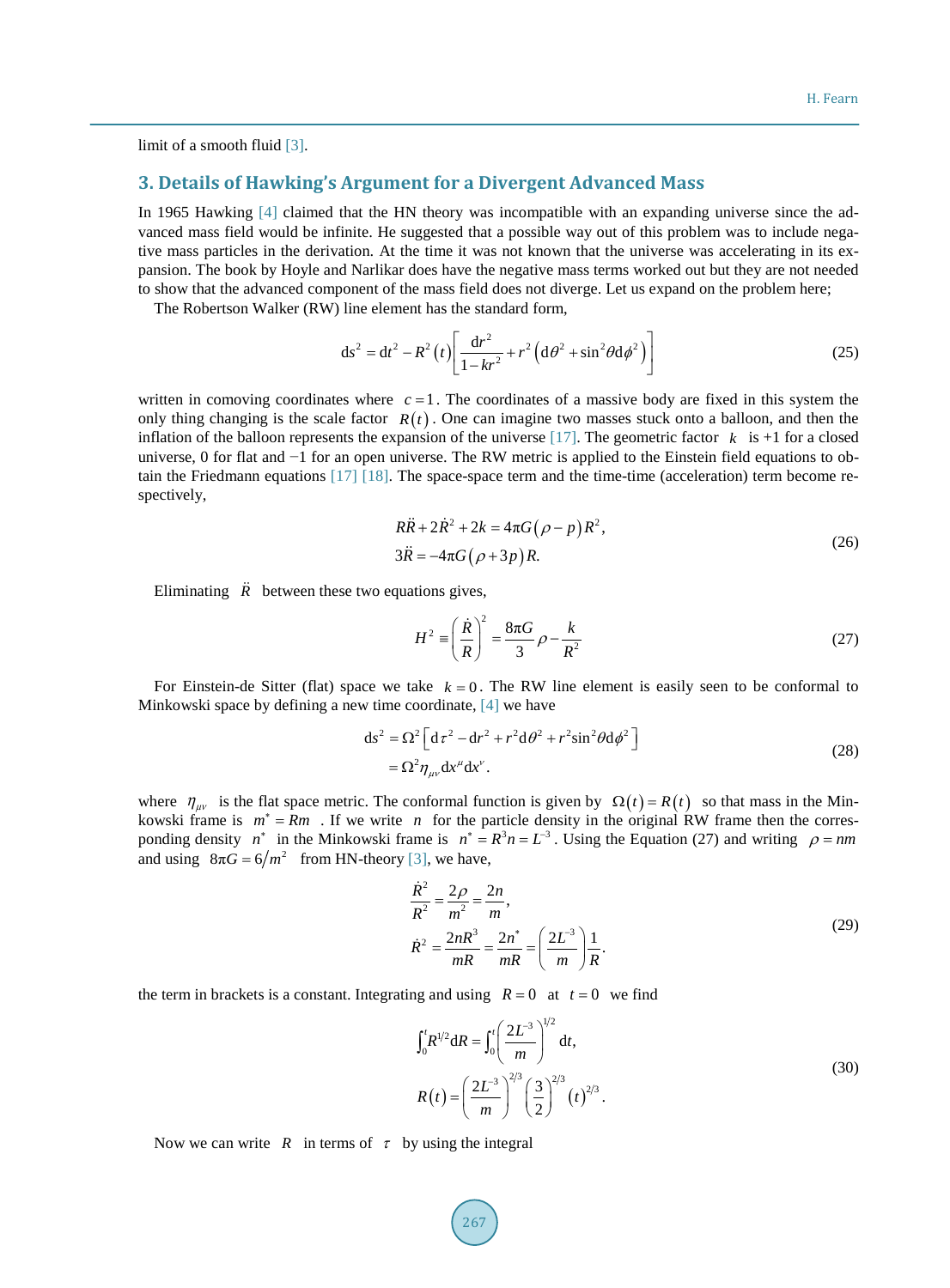limit of a smooth fluid [3].

## 3. Details of Hawking's Argument for a Divergent Advanced Mass

In 1965 Hawking [4] claimed that the HN theory was incompatible with an expanding universe since the advanced mass field would be infinite. He suggested that a possible way out of this problem was to include negative mass particles in the derivation. At the time it was not known that the universe was accelerating in its expansion. The book by Hoyle and Narlikar does have the negative mass terms worked out but they are not needed to show that the advanced component of the mass field does not diverge. Let us expand on the problem here;

The Robertson Walker (RW) line element has the standard form,

$$\mathrm{d}s^2 = \mathrm{d}t^2 - R^2(t)\left[\frac{\mathrm{d}r^2}{1-kr^2} + r^2\left(\mathrm{d}\theta^2 + \sin^2\theta \mathrm{d}\phi^2\right)\right] \tag{25}$$

written in comoving coordinates where $c = 1$. The coordinates of a massive body are fixed in this system the only thing changing is the scale factor $R(t)$. One can imagine two masses stuck onto a balloon, and then the inflation of the balloon represents the expansion of the universe [17]. The geometric factor $k$ is +1 for a closed universe, 0 for flat and −1 for an open universe. The RW metric is applied to the Einstein field equations to obtain the Friedmann equations [17] [18]. The space-space term and the time-time (acceleration) term become respectively,

$$\begin{aligned} R\ddot{R} + 2\dot{R}^2 + 2k &= 4\pi G(\rho - p)R^2, \\ 3\ddot{R} &= -4\pi G(\rho + 3p)R. \end{aligned} \tag{26}$$

Eliminating $\ddot{R}$ between these two equations gives,

$$H^2 \equiv \left(\frac{\dot{R}}{R}\right)^2 = \frac{8\pi G}{3}\rho - \frac{k}{R^2} \tag{27}$$

For Einstein-de Sitter (flat) space we take $k = 0$. The RW line element is easily seen to be conformal to Minkowski space by defining a new time coordinate, [4] we have

$$\begin{aligned} \mathrm{d}s^2 &= \Omega^2\left[\mathrm{d}\tau^2 - \mathrm{d}r^2 + r^2\mathrm{d}\theta^2 + r^2\sin^2\theta\mathrm{d}\phi^2\right] \\ &= \Omega^2\eta_{\mu\nu}\mathrm{d}x^\mu\mathrm{d}x^\nu. \end{aligned} \tag{28}$$

where $\eta_{\mu\nu}$ is the flat space metric. The conformal function is given by $\Omega(t) = R(t)$ so that mass in the Minkowski frame is $m^* = Rm$. If we write $n$ for the particle density in the original RW frame then the corresponding density $n^*$ in the Minkowski frame is $n^* = R^3 n = L^{-3}$. Using the Equation (27) and writing $\rho = nm$ and using $8\pi G = 6/m^2$ from HN-theory [3], we have,

$$\begin{aligned} \frac{\dot{R}^2}{R^2} &= \frac{2\rho}{m^2} = \frac{2n}{m}, \\ \dot{R}^2 &= \frac{2nR^3}{mR} = \frac{2n^*}{mR} = \left(\frac{2L^{-3}}{m}\right)\frac{1}{R}. \end{aligned} \tag{29}$$

the term in brackets is a constant. Integrating and using $R = 0$ at $t = 0$ we find

$$\begin{aligned} \int_0^t R^{1/2}\mathrm{d}R &= \int_0^t \left(\frac{2L^{-3}}{m}\right)^{1/2}\mathrm{d}t, \\ R(t) &= \left(\frac{2L^{-3}}{m}\right)^{2/3}\left(\frac{3}{2}\right)^{2/3}(t)^{2/3}. \end{aligned} \tag{30}$$

Now we can write $R$ in terms of $\tau$ by using the integral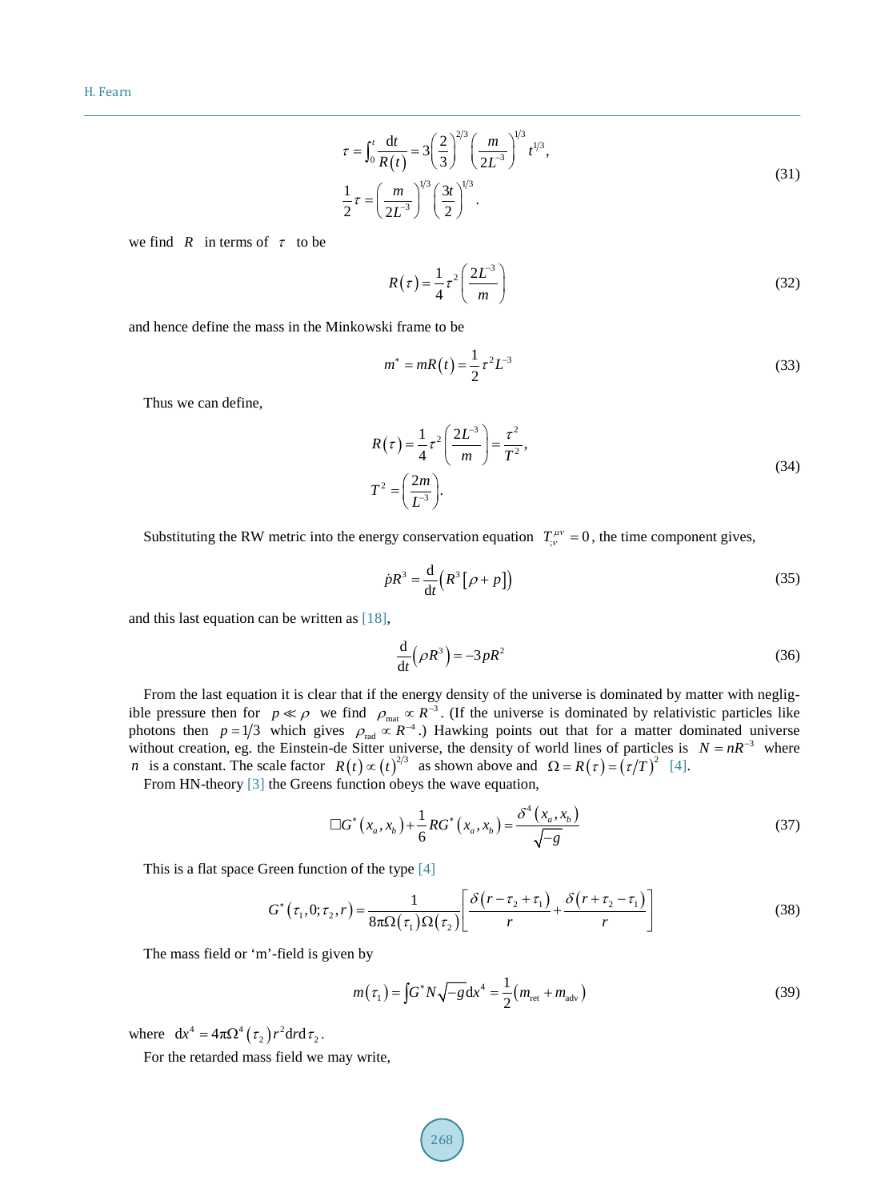$$
\begin{aligned}
\tau &= \int_0^t \frac{\mathrm{d}t}{R(t)} = 3\left(\frac{2}{3}\right)^{2/3}\left(\frac{m}{2L^{-3}}\right)^{1/3} t^{1/3}, \\
\frac{1}{2}\tau &= \left(\frac{m}{2L^{-3}}\right)^{1/3}\left(\frac{3t}{2}\right)^{1/3}.
\end{aligned}
\tag{31}
$$

we find $R$ in terms of $\tau$ to be

$$
R(\tau) = \frac{1}{4}\tau^2\left(\frac{2L^{-3}}{m}\right) \tag{32}
$$

and hence define the mass in the Minkowski frame to be

$$
m^* = mR(t) = \frac{1}{2}\tau^2 L^{-3} \tag{33}
$$

Thus we can define,

$$
\begin{aligned}
R(\tau) &= \frac{1}{4}\tau^2\left(\frac{2L^{-3}}{m}\right) = \frac{\tau^2}{T^2}, \\
T^2 &= \left(\frac{2m}{L^{-3}}\right).
\end{aligned}
\tag{34}
$$

Substituting the RW metric into the energy conservation equation $T^{\mu\nu}_{;\nu} = 0$, the time component gives,

$$
\dot{p}R^3 = \frac{\mathrm{d}}{\mathrm{d}t}\left(R^3\left[\rho + p\right]\right) \tag{35}
$$

and this last equation can be written as [18],

$$
\frac{\mathrm{d}}{\mathrm{d}t}\left(\rho R^3\right) = -3pR^2 \tag{36}
$$

From the last equation it is clear that if the energy density of the universe is dominated by matter with negligible pressure then for $p \ll \rho$ we find $\rho_{\mathrm{mat}} \propto R^{-3}$. (If the universe is dominated by relativistic particles like photons then $p = 1/3$ which gives $\rho_{\mathrm{rad}} \propto R^{-4}$.) Hawking points out that for a matter dominated universe without creation, eg. the Einstein-de Sitter universe, the density of world lines of particles is $N = nR^{-3}$ where $n$ is a constant. The scale factor $R(t) \propto (t)^{2/3}$ as shown above and $\Omega = R(\tau) = (\tau/T)^2$ [4].

From HN-theory [3] the Greens function obeys the wave equation,

$$
\Box G^*(x_a, x_b) + \frac{1}{6}RG^*(x_a, x_b) = \frac{\delta^4(x_a, x_b)}{\sqrt{-g}} \tag{37}
$$

This is a flat space Green function of the type [4]

$$
G^*(\tau_1, 0; \tau_2, r) = \frac{1}{8\pi\Omega(\tau_1)\Omega(\tau_2)}\left[\frac{\delta(r - \tau_2 + \tau_1)}{r} + \frac{\delta(r + \tau_2 - \tau_1)}{r}\right] \tag{38}
$$

The mass field or 'm'-field is given by

$$
m(\tau_1) = \int G^* N\sqrt{-g}\,\mathrm{d}x^4 = \frac{1}{2}\left(m_{\mathrm{ret}} + m_{\mathrm{adv}}\right) \tag{39}
$$

where $\mathrm{d}x^4 = 4\pi\Omega^4(\tau_2)r^2\mathrm{d}r\mathrm{d}\tau_2$.

For the retarded mass field we may write,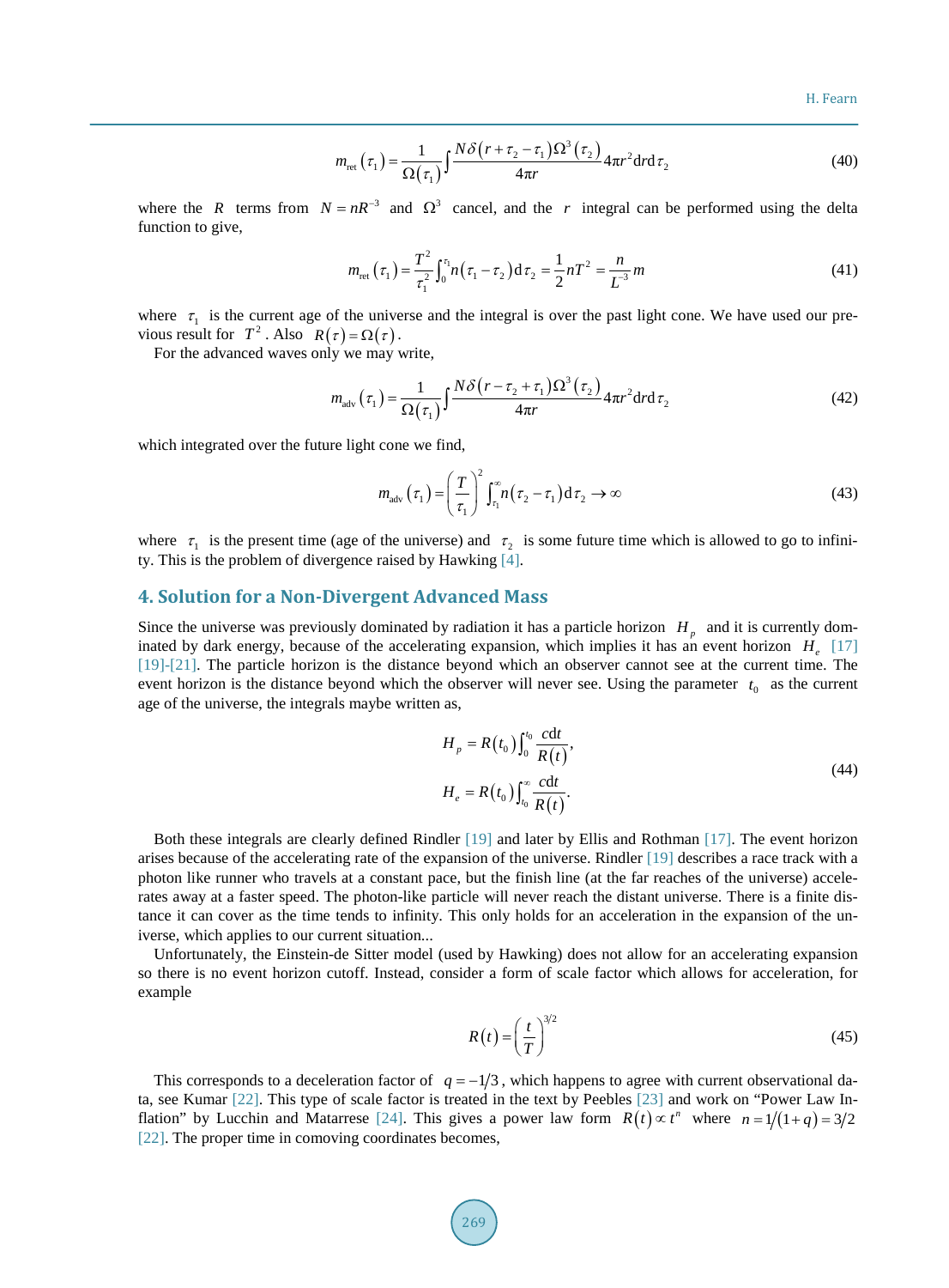$$m_{\text{ret}}\left(\tau_1\right)=\frac{1}{\Omega\left(\tau_1\right)}\int\frac{N\delta\left(r+\tau_2-\tau_1\right)\Omega^3\left(\tau_2\right)}{4\pi r}4\pi r^2\text{d}r\text{d}\tau_2 \tag{40}$$

where the $R$ terms from $N=nR^{-3}$ and $\Omega^3$ cancel, and the $r$ integral can be performed using the delta function to give,

$$m_{\text{ret}}\left(\tau_1\right)=\frac{T^2}{\tau_1^2}\int_0^{\tau_1}n\left(\tau_1-\tau_2\right)\text{d}\tau_2=\frac{1}{2}nT^2=\frac{n}{L^{-3}}m \tag{41}$$

where $\tau_1$ is the current age of the universe and the integral is over the past light cone. We have used our previous result for $T^2$. Also $R(\tau)=\Omega(\tau)$.

For the advanced waves only we may write,

$$m_{\text{adv}}\left(\tau_1\right)=\frac{1}{\Omega\left(\tau_1\right)}\int\frac{N\delta\left(r-\tau_2+\tau_1\right)\Omega^3\left(\tau_2\right)}{4\pi r}4\pi r^2\text{d}r\text{d}\tau_2 \tag{42}$$

which integrated over the future light cone we find,

$$m_{\text{adv}}\left(\tau_1\right)=\left(\frac{T}{\tau_1}\right)^2\int_{\tau_1}^{\infty}n\left(\tau_2-\tau_1\right)\text{d}\tau_2\to\infty \tag{43}$$

where $\tau_1$ is the present time (age of the universe) and $\tau_2$ is some future time which is allowed to go to infinity. This is the problem of divergence raised by Hawking [4].

## 4. Solution for a Non-Divergent Advanced Mass

Since the universe was previously dominated by radiation it has a particle horizon $H_p$ and it is currently dominated by dark energy, because of the accelerating expansion, which implies it has an event horizon $H_e$ [17] [19]-[21]. The particle horizon is the distance beyond which an observer cannot see at the current time. The event horizon is the distance beyond which the observer will never see. Using the parameter $t_0$ as the current age of the universe, the integrals maybe written as,

$$\begin{aligned} H_p&=R\left(t_0\right)\int_0^{t_0}\frac{c\text{d}t}{R(t)},\\ H_e&=R\left(t_0\right)\int_{t_0}^{\infty}\frac{c\text{d}t}{R(t)}. \end{aligned} \tag{44}$$

Both these integrals are clearly defined Rindler [19] and later by Ellis and Rothman [17]. The event horizon arises because of the accelerating rate of the expansion of the universe. Rindler [19] describes a race track with a photon like runner who travels at a constant pace, but the finish line (at the far reaches of the universe) accelerates away at a faster speed. The photon-like particle will never reach the distant universe. There is a finite distance it can cover as the time tends to infinity. This only holds for an acceleration in the expansion of the universe, which applies to our current situation...

Unfortunately, the Einstein-de Sitter model (used by Hawking) does not allow for an accelerating expansion so there is no event horizon cutoff. Instead, consider a form of scale factor which allows for acceleration, for example

$$R(t)=\left(\frac{t}{T}\right)^{3/2} \tag{45}$$

This corresponds to a deceleration factor of $q=-1/3$, which happens to agree with current observational data, see Kumar [22]. This type of scale factor is treated in the text by Peebles [23] and work on "Power Law Inflation" by Lucchin and Matarrese [24]. This gives a power law form $R(t)\propto t^n$ where $n=1/(1+q)=3/2$ [22]. The proper time in comoving coordinates becomes,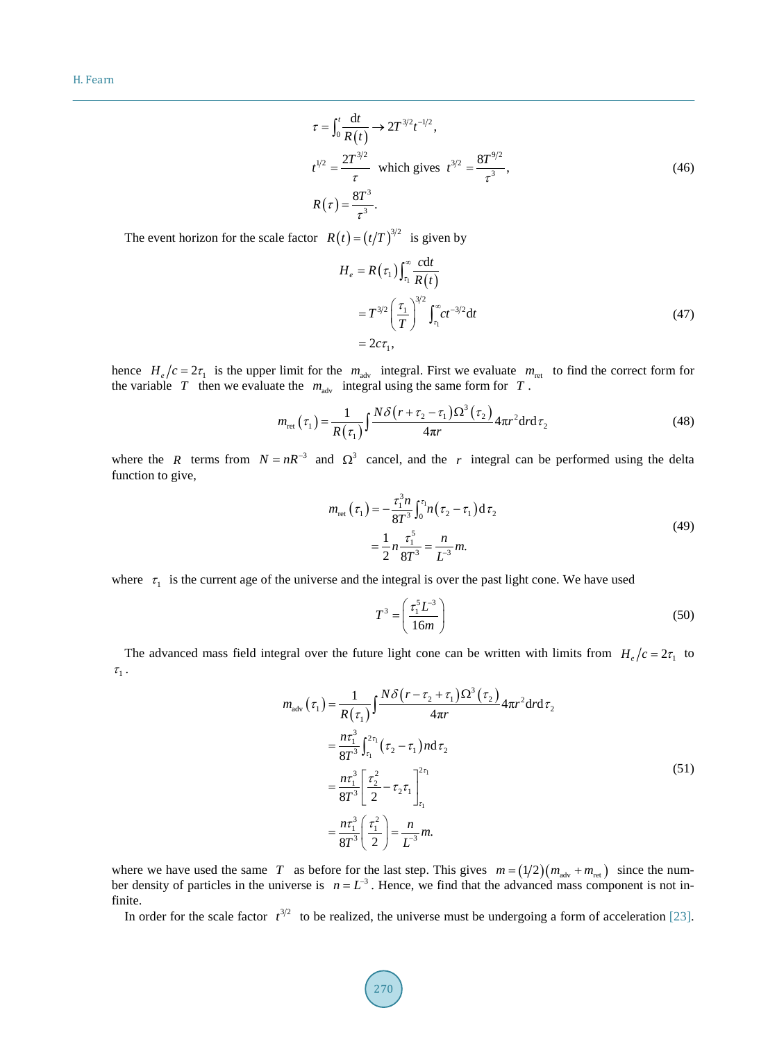$$
\begin{aligned}
\tau &= \int_0^t \frac{\mathrm{d}t}{R(t)} \to 2T^{3/2}t^{-1/2}, \\
t^{1/2} &= \frac{2T^{3/2}}{\tau} \quad \text{which gives} \quad t^{3/2} = \frac{8T^{9/2}}{\tau^3}, \\
R(\tau) &= \frac{8T^3}{\tau^3}.
\end{aligned} \tag{46}
$$

The event horizon for the scale factor $R(t) = (t/T)^{3/2}$ is given by

$$
\begin{aligned}
H_e &= R(\tau_1)\int_{\tau_1}^{\infty} \frac{c\mathrm{d}t}{R(t)} \\
&= T^{3/2}\left(\frac{\tau_1}{T}\right)^{3/2} \int_{\tau_1}^{\infty} ct^{-3/2}\mathrm{d}t \\
&= 2c\tau_1,
\end{aligned} \tag{47}
$$

hence $H_e/c = 2\tau_1$ is the upper limit for the $m_{\text{adv}}$ integral. First we evaluate $m_{\text{ret}}$ to find the correct form for the variable $T$ then we evaluate the $m_{\text{adv}}$ integral using the same form for $T$.

$$
m_{\text{ret}}(\tau_1) = \frac{1}{R(\tau_1)} \int \frac{N\delta(r+\tau_2-\tau_1)\Omega^3(\tau_2)}{4\pi r} 4\pi r^2 \mathrm{d}r\mathrm{d}\tau_2 \tag{48}
$$

where the $R$ terms from $N = nR^{-3}$ and $\Omega^3$ cancel, and the $r$ integral can be performed using the delta function to give,

$$
\begin{aligned}
m_{\text{ret}}(\tau_1) &= -\frac{\tau_1^3 n}{8T^3}\int_0^{\tau_1} n(\tau_2-\tau_1)\mathrm{d}\tau_2 \\
&= \frac{1}{2}n\frac{\tau_1^5}{8T^3} = \frac{n}{L^{-3}}m.
\end{aligned} \tag{49}
$$

where $\tau_1$ is the current age of the universe and the integral is over the past light cone. We have used

$$
T^3 = \left(\frac{\tau_1^5 L^{-3}}{16m}\right) \tag{50}
$$

The advanced mass field integral over the future light cone can be written with limits from $H_e/c = 2\tau_1$ to $\tau_1$.

$$
\begin{aligned}
m_{\text{adv}}(\tau_1) &= \frac{1}{R(\tau_1)} \int \frac{N\delta(r-\tau_2+\tau_1)\Omega^3(\tau_2)}{4\pi r} 4\pi r^2 \mathrm{d}r\mathrm{d}\tau_2 \\
&= \frac{n\tau_1^3}{8T^3}\int_{\tau_1}^{2\tau_1} (\tau_2-\tau_1) n\mathrm{d}\tau_2 \\
&= \frac{n\tau_1^3}{8T^3}\left[\frac{\tau_2^2}{2} - \tau_2\tau_1\right]_{\tau_1}^{2\tau_1} \\
&= \frac{n\tau_1^3}{8T^3}\left(\frac{\tau_1^2}{2}\right) = \frac{n}{L^{-3}}m.
\end{aligned} \tag{51}
$$

where we have used the same $T$ as before for the last step. This gives $m = (1/2)(m_{\text{adv}} + m_{\text{ret}})$ since the number density of particles in the universe is $n = L^{-3}$. Hence, we find that the advanced mass component is not infinite.

In order for the scale factor $t^{3/2}$ to be realized, the universe must be undergoing a form of acceleration [23].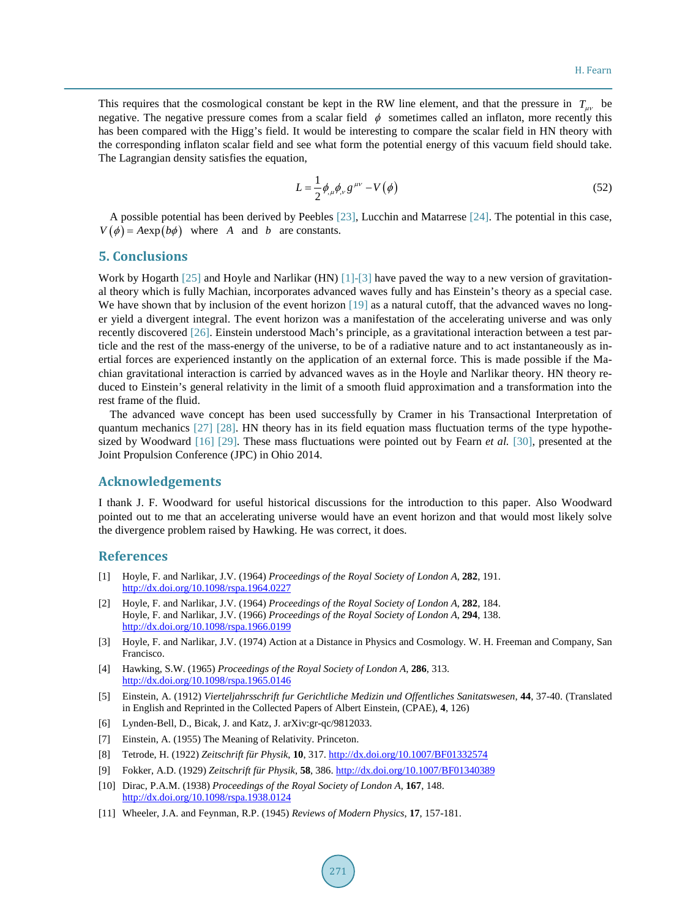This requires that the cosmological constant be kept in the RW line element, and that the pressure in $T_{\mu\nu}$ be negative. The negative pressure comes from a scalar field $\phi$ sometimes called an inflaton, more recently this has been compared with the Higg's field. It would be interesting to compare the scalar field in HN theory with the corresponding inflaton scalar field and see what form the potential energy of this vacuum field should take. The Lagrangian density satisfies the equation,

$$L = \frac{1}{2}\phi_{,\mu}\phi_{,\nu}g^{\mu\nu} - V(\phi) \tag{52}$$

A possible potential has been derived by Peebles [23], Lucchin and Matarrese [24]. The potential in this case, $V(\phi) = A\exp(b\phi)$ where $A$ and $b$ are constants.

## 5. Conclusions

Work by Hogarth [25] and Hoyle and Narlikar (HN) [1]-[3] have paved the way to a new version of gravitational theory which is fully Machian, incorporates advanced waves fully and has Einstein's theory as a special case. We have shown that by inclusion of the event horizon [19] as a natural cutoff, that the advanced waves no longer yield a divergent integral. The event horizon was a manifestation of the accelerating universe and was only recently discovered [26]. Einstein understood Mach's principle, as a gravitational interaction between a test particle and the rest of the mass-energy of the universe, to be of a radiative nature and to act instantaneously as inertial forces are experienced instantly on the application of an external force. This is made possible if the Machian gravitational interaction is carried by advanced waves as in the Hoyle and Narlikar theory. HN theory reduced to Einstein's general relativity in the limit of a smooth fluid approximation and a transformation into the rest frame of the fluid.

The advanced wave concept has been used successfully by Cramer in his Transactional Interpretation of quantum mechanics [27] [28]. HN theory has in its field equation mass fluctuation terms of the type hypothesized by Woodward [16] [29]. These mass fluctuations were pointed out by Fearn *et al.* [30], presented at the Joint Propulsion Conference (JPC) in Ohio 2014.

## Acknowledgements

I thank J. F. Woodward for useful historical discussions for the introduction to this paper. Also Woodward pointed out to me that an accelerating universe would have an event horizon and that would most likely solve the divergence problem raised by Hawking. He was correct, it does.

## References

[1] Hoyle, F. and Narlikar, J.V. (1964) *Proceedings of the Royal Society of London A*, **282**, 191. http://dx.doi.org/10.1098/rspa.1964.0227

[2] Hoyle, F. and Narlikar, J.V. (1964) *Proceedings of the Royal Society of London A*, **282**, 184.
Hoyle, F. and Narlikar, J.V. (1966) *Proceedings of the Royal Society of London A*, **294**, 138. http://dx.doi.org/10.1098/rspa.1966.0199

[3] Hoyle, F. and Narlikar, J.V. (1974) Action at a Distance in Physics and Cosmology. W. H. Freeman and Company, San Francisco.

[4] Hawking, S.W. (1965) *Proceedings of the Royal Society of London A*, **286**, 313. http://dx.doi.org/10.1098/rspa.1965.0146

[5] Einstein, A. (1912) *Vierteljahrsschrift fur Gerichtliche Medizin und Offentliches Sanitatswesen*, **44**, 37-40. (Translated in English and Reprinted in the Collected Papers of Albert Einstein, (CPAE), **4**, 126)

[6] Lynden-Bell, D., Bicak, J. and Katz, J. arXiv:gr-qc/9812033.

[7] Einstein, A. (1955) The Meaning of Relativity. Princeton.

[8] Tetrode, H. (1922) *Zeitschrift für Physik*, **10**, 317. http://dx.doi.org/10.1007/BF01332574

[9] Fokker, A.D. (1929) *Zeitschrift für Physik*, **58**, 386. http://dx.doi.org/10.1007/BF01340389

[10] Dirac, P.A.M. (1938) *Proceedings of the Royal Society of London A*, **167**, 148. http://dx.doi.org/10.1098/rspa.1938.0124

[11] Wheeler, J.A. and Feynman, R.P. (1945) *Reviews of Modern Physics*, **17**, 157-181.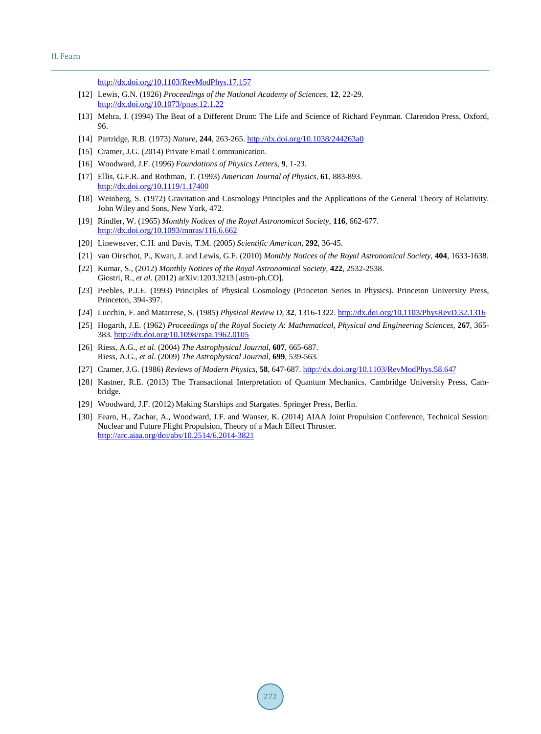http://dx.doi.org/10.1103/RevModPhys.17.157

[12] Lewis, G.N. (1926) *Proceedings of the National Academy of Sciences*, **12**, 22-29. http://dx.doi.org/10.1073/pnas.12.1.22

[13] Mehra, J. (1994) The Beat of a Different Drum: The Life and Science of Richard Feynman. Clarendon Press, Oxford, 96.

[14] Partridge, R.B. (1973) *Nature*, **244**, 263-265. http://dx.doi.org/10.1038/244263a0

[15] Cramer, J.G. (2014) Private Email Communication.

[16] Woodward, J.F. (1996) *Foundations of Physics Letters*, **9**, 1-23.

[17] Ellis, G.F.R. and Rothman, T. (1993) *American Journal of Physics*, **61**, 883-893. http://dx.doi.org/10.1119/1.17400

[18] Weinberg, S. (1972) Gravitation and Cosmology Principles and the Applications of the General Theory of Relativity. John Wiley and Sons, New York, 472.

[19] Rindler, W. (1965) *Monthly Notices of the Royal Astronomical Society*, **116**, 662-677. http://dx.doi.org/10.1093/mnras/116.6.662

[20] Lineweaver, C.H. and Davis, T.M. (2005) *Scientific American*, **292**, 36-45.

[21] van Oirschot, P., Kwan, J. and Lewis, G.F. (2010) *Monthly Notices of the Royal Astronomical Society*, **404**, 1633-1638.

[22] Kumar, S., (2012) *Monthly Notices of the Royal Astronomical Society*, **422**, 2532-2538.
Giostri, R., *et al*. (2012) arXiv:1203.3213 [astro-ph.CO].

[23] Peebles, P.J.E. (1993) Principles of Physical Cosmology (Princeton Series in Physics). Princeton University Press, Princeton, 394-397.

[24] Lucchin, F. and Matarrese, S. (1985) *Physical Review D*, **32**, 1316-1322. http://dx.doi.org/10.1103/PhysRevD.32.1316

[25] Hogarth, J.E. (1962) *Proceedings of the Royal Society A*: *Mathematical*, *Physical and Engineering Sciences*, **267**, 365-383. http://dx.doi.org/10.1098/rspa.1962.0105

[26] Riess, A.G., *et al*. (2004) *The Astrophysical Journal*, **607**, 665-687.
Riess, A.G., *et al*. (2009) *The Astrophysical Journal*, **699**, 539-563.

[27] Cramer, J.G. (1986) *Reviews of Modern Physics*, **58**, 647-687. http://dx.doi.org/10.1103/RevModPhys.58.647

[28] Kastner, R.E. (2013) The Transactional Interpretation of Quantum Mechanics. Cambridge University Press, Cambridge.

[29] Woodward, J.F. (2012) Making Starships and Stargates. Springer Press, Berlin.

[30] Fearn, H., Zachar, A., Woodward, J.F. and Wanser, K. (2014) AIAA Joint Propulsion Conference, Technical Session: Nuclear and Future Flight Propulsion, Theory of a Mach Effect Thruster. http://arc.aiaa.org/doi/abs/10.2514/6.2014-3821